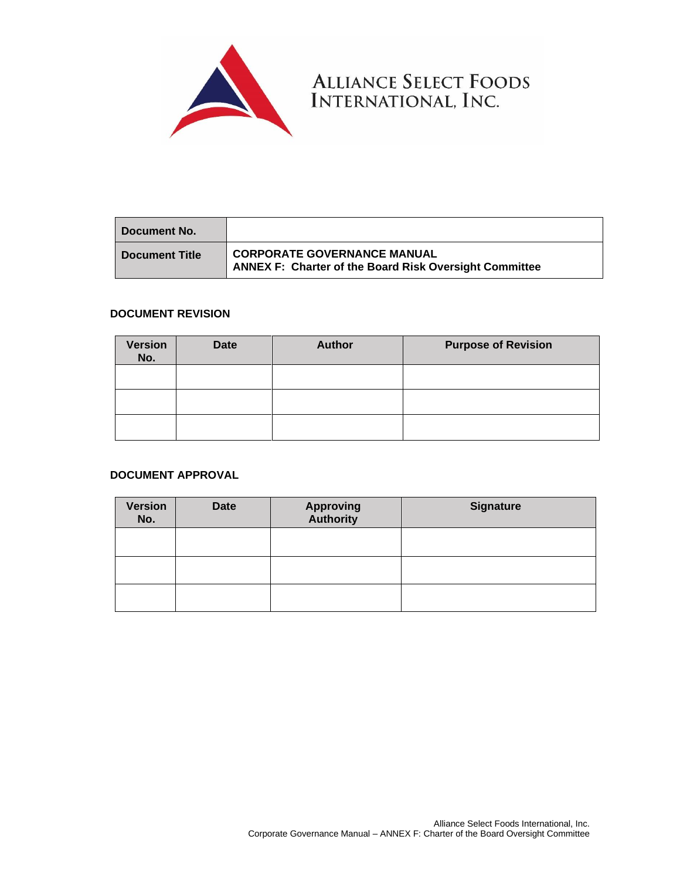**ALLIANCE SELECT FOODS INTERNATIONAL, INC.**

| Document No. | |
|---|---|
| Document Title | **CORPORATE GOVERNANCE MANUAL**<br>**ANNEX F: Charter of the Board Risk Oversight Committee** |

**DOCUMENT REVISION**

| Version No. | Date | Author | Purpose of Revision |
|---|---|---|---|
| | | | |
| | | | |
| | | | |

**DOCUMENT APPROVAL**

| Version No. | Date | Approving Authority | Signature |
|---|---|---|---|
| | | | |
| | | | |
| | | | |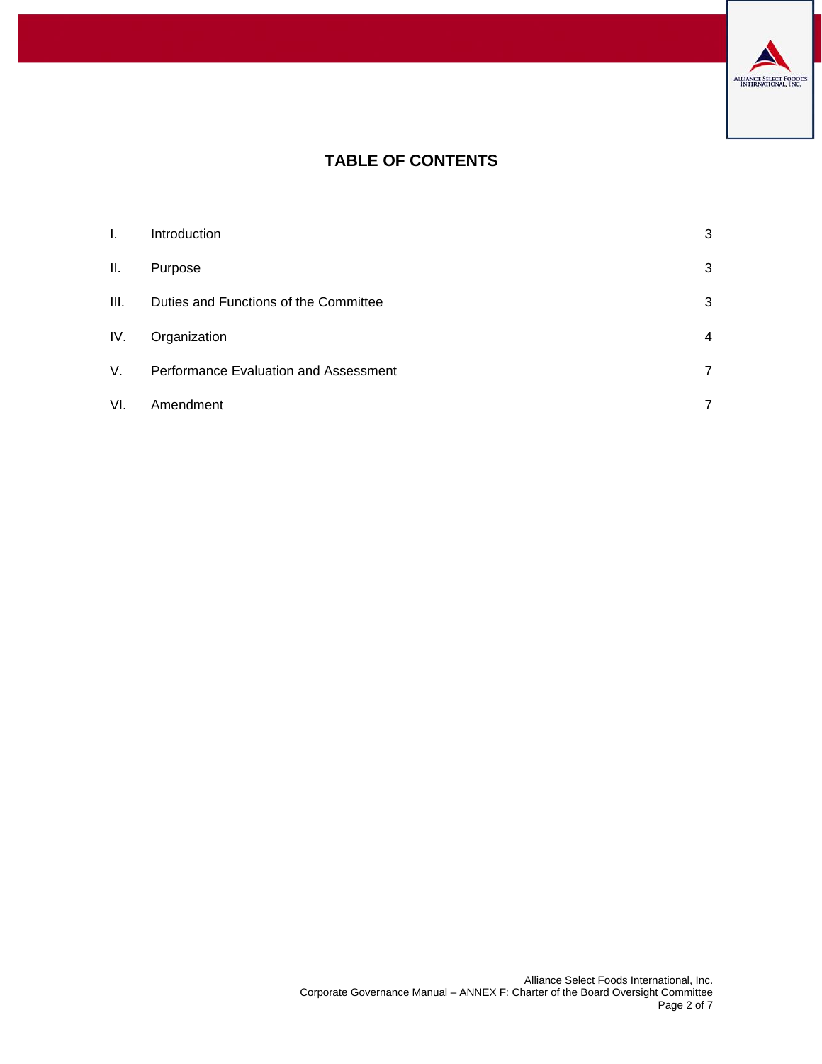# TABLE OF CONTENTS

| | | |
|---|---|---|
| I. | Introduction | 3 |
| II. | Purpose | 3 |
| III. | Duties and Functions of the Committee | 3 |
| IV. | Organization | 4 |
| V. | Performance Evaluation and Assessment | 7 |
| VI. | Amendment | 7 |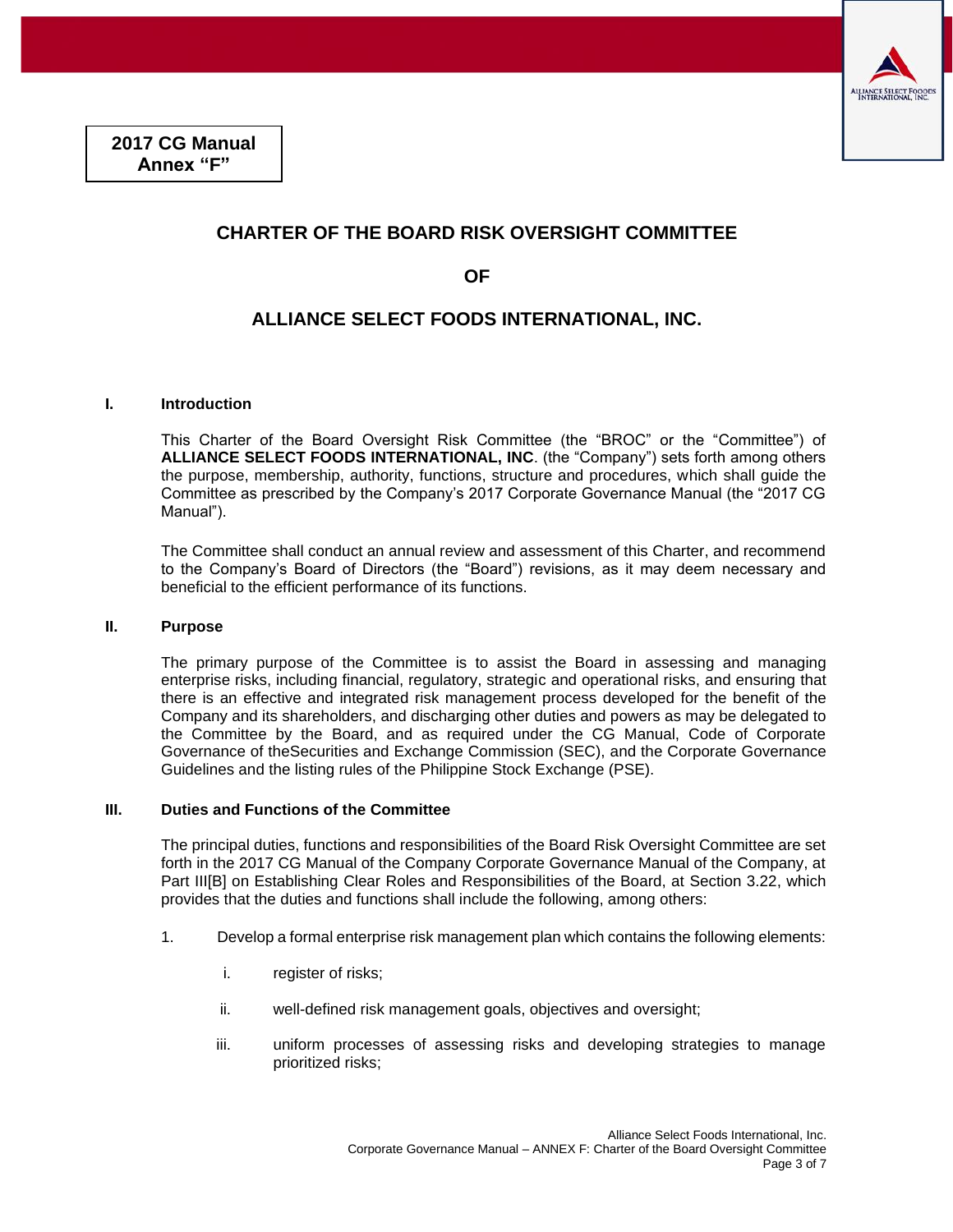**2017 CG Manual**
**Annex "F"**

# CHARTER OF THE BOARD RISK OVERSIGHT COMMITTEE

# OF

# ALLIANCE SELECT FOODS INTERNATIONAL, INC.

## I. Introduction

This Charter of the Board Oversight Risk Committee (the "BROC" or the "Committee") of **ALLIANCE SELECT FOODS INTERNATIONAL, INC**. (the "Company") sets forth among others the purpose, membership, authority, functions, structure and procedures, which shall guide the Committee as prescribed by the Company's 2017 Corporate Governance Manual (the "2017 CG Manual").

The Committee shall conduct an annual review and assessment of this Charter, and recommend to the Company's Board of Directors (the "Board") revisions, as it may deem necessary and beneficial to the efficient performance of its functions.

## II. Purpose

The primary purpose of the Committee is to assist the Board in assessing and managing enterprise risks, including financial, regulatory, strategic and operational risks, and ensuring that there is an effective and integrated risk management process developed for the benefit of the Company and its shareholders, and discharging other duties and powers as may be delegated to the Committee by the Board, and as required under the CG Manual, Code of Corporate Governance of theSecurities and Exchange Commission (SEC), and the Corporate Governance Guidelines and the listing rules of the Philippine Stock Exchange (PSE).

## III. Duties and Functions of the Committee

The principal duties, functions and responsibilities of the Board Risk Oversight Committee are set forth in the 2017 CG Manual of the Company Corporate Governance Manual of the Company, at Part III[B] on Establishing Clear Roles and Responsibilities of the Board, at Section 3.22, which provides that the duties and functions shall include the following, among others:

1. Develop a formal enterprise risk management plan which contains the following elements:

   i. register of risks;

   ii. well-defined risk management goals, objectives and oversight;

   iii. uniform processes of assessing risks and developing strategies to manage prioritized risks;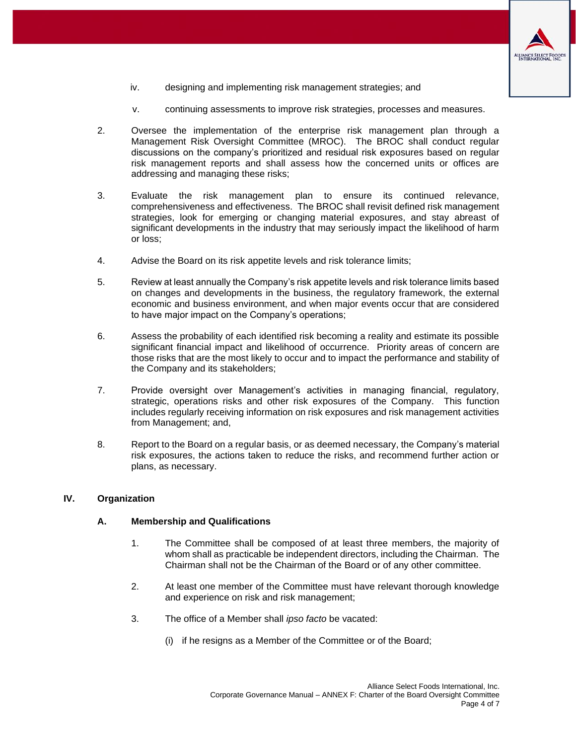iv. designing and implementing risk management strategies; and

v. continuing assessments to improve risk strategies, processes and measures.

2. Oversee the implementation of the enterprise risk management plan through a Management Risk Oversight Committee (MROC). The BROC shall conduct regular discussions on the company's prioritized and residual risk exposures based on regular risk management reports and shall assess how the concerned units or offices are addressing and managing these risks;

3. Evaluate the risk management plan to ensure its continued relevance, comprehensiveness and effectiveness. The BROC shall revisit defined risk management strategies, look for emerging or changing material exposures, and stay abreast of significant developments in the industry that may seriously impact the likelihood of harm or loss;

4. Advise the Board on its risk appetite levels and risk tolerance limits;

5. Review at least annually the Company's risk appetite levels and risk tolerance limits based on changes and developments in the business, the regulatory framework, the external economic and business environment, and when major events occur that are considered to have major impact on the Company's operations;

6. Assess the probability of each identified risk becoming a reality and estimate its possible significant financial impact and likelihood of occurrence. Priority areas of concern are those risks that are the most likely to occur and to impact the performance and stability of the Company and its stakeholders;

7. Provide oversight over Management's activities in managing financial, regulatory, strategic, operations risks and other risk exposures of the Company. This function includes regularly receiving information on risk exposures and risk management activities from Management; and,

8. Report to the Board on a regular basis, or as deemed necessary, the Company's material risk exposures, the actions taken to reduce the risks, and recommend further action or plans, as necessary.

## IV. Organization

### A. Membership and Qualifications

1. The Committee shall be composed of at least three members, the majority of whom shall as practicable be independent directors, including the Chairman. The Chairman shall not be the Chairman of the Board or of any other committee.

2. At least one member of the Committee must have relevant thorough knowledge and experience on risk and risk management;

3. The office of a Member shall *ipso facto* be vacated:

   (i) if he resigns as a Member of the Committee or of the Board;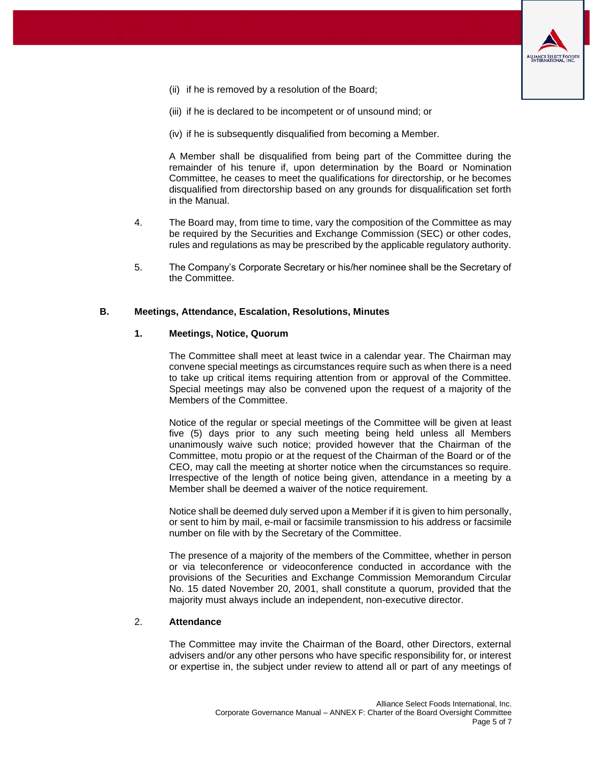(ii) if he is removed by a resolution of the Board;

(iii) if he is declared to be incompetent or of unsound mind; or

(iv) if he is subsequently disqualified from becoming a Member.

A Member shall be disqualified from being part of the Committee during the remainder of his tenure if, upon determination by the Board or Nomination Committee, he ceases to meet the qualifications for directorship, or he becomes disqualified from directorship based on any grounds for disqualification set forth in the Manual.

4. The Board may, from time to time, vary the composition of the Committee as may be required by the Securities and Exchange Commission (SEC) or other codes, rules and regulations as may be prescribed by the applicable regulatory authority.

5. The Company's Corporate Secretary or his/her nominee shall be the Secretary of the Committee.

## B. Meetings, Attendance, Escalation, Resolutions, Minutes

### 1. Meetings, Notice, Quorum

The Committee shall meet at least twice in a calendar year. The Chairman may convene special meetings as circumstances require such as when there is a need to take up critical items requiring attention from or approval of the Committee. Special meetings may also be convened upon the request of a majority of the Members of the Committee.

Notice of the regular or special meetings of the Committee will be given at least five (5) days prior to any such meeting being held unless all Members unanimously waive such notice; provided however that the Chairman of the Committee, motu propio or at the request of the Chairman of the Board or of the CEO, may call the meeting at shorter notice when the circumstances so require. Irrespective of the length of notice being given, attendance in a meeting by a Member shall be deemed a waiver of the notice requirement.

Notice shall be deemed duly served upon a Member if it is given to him personally, or sent to him by mail, e-mail or facsimile transmission to his address or facsimile number on file with by the Secretary of the Committee.

The presence of a majority of the members of the Committee, whether in person or via teleconference or videoconference conducted in accordance with the provisions of the Securities and Exchange Commission Memorandum Circular No. 15 dated November 20, 2001, shall constitute a quorum, provided that the majority must always include an independent, non-executive director.

### 2. Attendance

The Committee may invite the Chairman of the Board, other Directors, external advisers and/or any other persons who have specific responsibility for, or interest or expertise in, the subject under review to attend all or part of any meetings of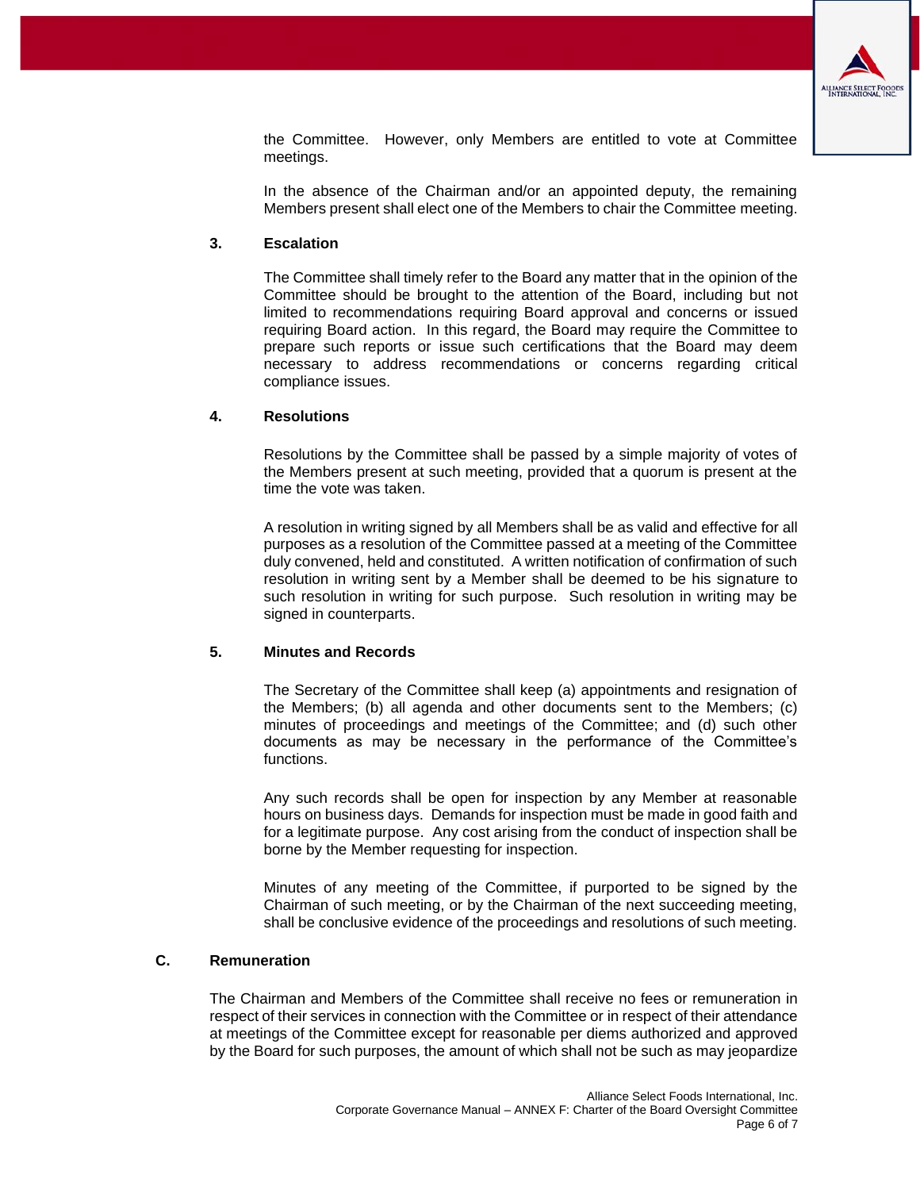the Committee. However, only Members are entitled to vote at Committee meetings.

In the absence of the Chairman and/or an appointed deputy, the remaining Members present shall elect one of the Members to chair the Committee meeting.

#### 3. Escalation

The Committee shall timely refer to the Board any matter that in the opinion of the Committee should be brought to the attention of the Board, including but not limited to recommendations requiring Board approval and concerns or issued requiring Board action. In this regard, the Board may require the Committee to prepare such reports or issue such certifications that the Board may deem necessary to address recommendations or concerns regarding critical compliance issues.

#### 4. Resolutions

Resolutions by the Committee shall be passed by a simple majority of votes of the Members present at such meeting, provided that a quorum is present at the time the vote was taken.

A resolution in writing signed by all Members shall be as valid and effective for all purposes as a resolution of the Committee passed at a meeting of the Committee duly convened, held and constituted. A written notification of confirmation of such resolution in writing sent by a Member shall be deemed to be his signature to such resolution in writing for such purpose. Such resolution in writing may be signed in counterparts.

#### 5. Minutes and Records

The Secretary of the Committee shall keep (a) appointments and resignation of the Members; (b) all agenda and other documents sent to the Members; (c) minutes of proceedings and meetings of the Committee; and (d) such other documents as may be necessary in the performance of the Committee's functions.

Any such records shall be open for inspection by any Member at reasonable hours on business days. Demands for inspection must be made in good faith and for a legitimate purpose. Any cost arising from the conduct of inspection shall be borne by the Member requesting for inspection.

Minutes of any meeting of the Committee, if purported to be signed by the Chairman of such meeting, or by the Chairman of the next succeeding meeting, shall be conclusive evidence of the proceedings and resolutions of such meeting.

### C. Remuneration

The Chairman and Members of the Committee shall receive no fees or remuneration in respect of their services in connection with the Committee or in respect of their attendance at meetings of the Committee except for reasonable per diems authorized and approved by the Board for such purposes, the amount of which shall not be such as may jeopardize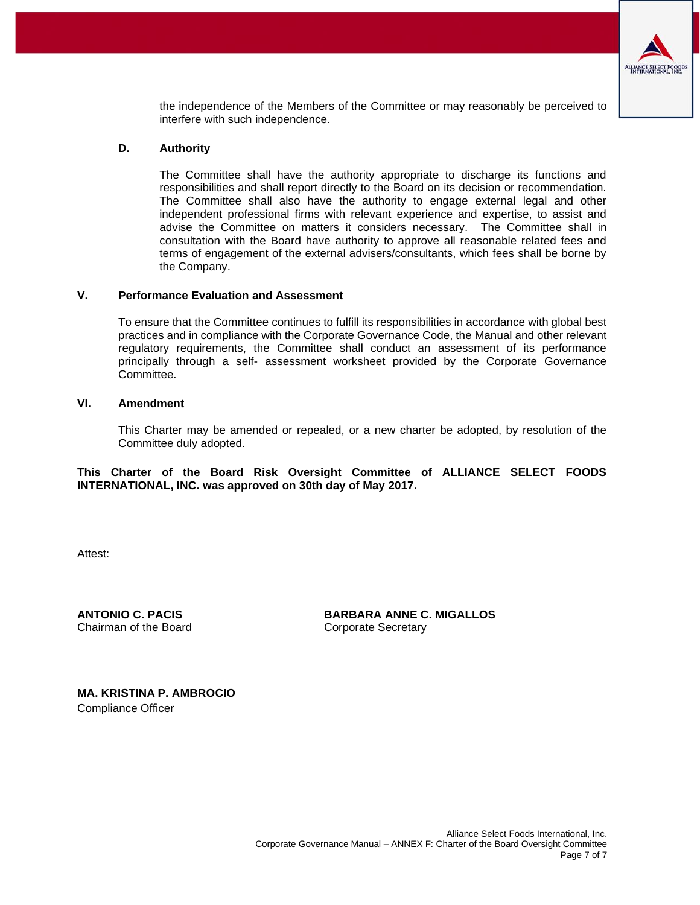the independence of the Members of the Committee or may reasonably be perceived to interfere with such independence.

**D. Authority**

The Committee shall have the authority appropriate to discharge its functions and responsibilities and shall report directly to the Board on its decision or recommendation. The Committee shall also have the authority to engage external legal and other independent professional firms with relevant experience and expertise, to assist and advise the Committee on matters it considers necessary. The Committee shall in consultation with the Board have authority to approve all reasonable related fees and terms of engagement of the external advisers/consultants, which fees shall be borne by the Company.

## V. Performance Evaluation and Assessment

To ensure that the Committee continues to fulfill its responsibilities in accordance with global best practices and in compliance with the Corporate Governance Code, the Manual and other relevant regulatory requirements, the Committee shall conduct an assessment of its performance principally through a self- assessment worksheet provided by the Corporate Governance Committee.

## VI. Amendment

This Charter may be amended or repealed, or a new charter be adopted, by resolution of the Committee duly adopted.

**This Charter of the Board Risk Oversight Committee of ALLIANCE SELECT FOODS INTERNATIONAL, INC. was approved on 30th day of May 2017.**

Attest:

**ANTONIO C. PACIS**
Chairman of the Board

**BARBARA ANNE C. MIGALLOS**
Corporate Secretary

**MA. KRISTINA P. AMBROCIO**
Compliance Officer